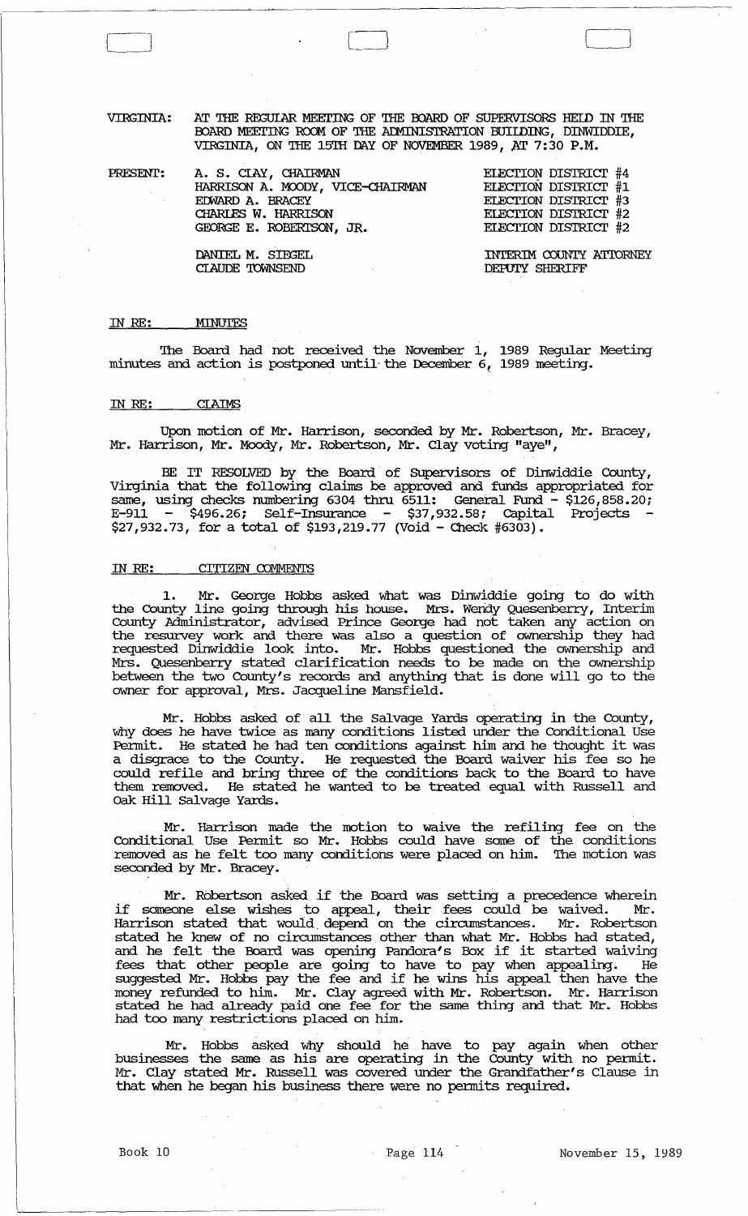VIRGINIA: AT THE REGULAR MEETING OF THE BOARD OF SUPERVISORS HELD IN THE BOARD MEETING ROOM OF THE ADMINISTRATION BUILDING, DINWIDDIE, VIRGINIA, ON THE 15TH DAY OF NOVEMBER 1989, AT 7:30 P.M.

| PRESENT: | | |
|---|---|---|
| | A. S. CLAY, CHAIRMAN | ELECTION DISTRICT #4 |
| | HARRISON A. MOODY, VICE-CHAIRMAN | ELECTION DISTRICT #1 |
| | EDWARD A. BRACEY | ELECTION DISTRICT #3 |
| | CHARLES W. HARRISON | ELECTION DISTRICT #2 |
| | GEORGE E. ROBERTSON, JR. | ELECTION DISTRICT #2 |
| | DANIEL M. SIEGEL | INTERIM COUNTY ATTORNEY |
| | CLAUDE TOWNSEND | DEPUTY SHERIFF |

IN RE: MINUTES

The Board had not received the November 1, 1989 Regular Meeting minutes and action is postponed until the December 6, 1989 meeting.

IN RE: CLAIMS

Upon motion of Mr. Harrison, seconded by Mr. Robertson, Mr. Bracey, Mr. Harrison, Mr. Moody, Mr. Robertson, Mr. Clay voting "aye",

BE IT RESOLVED by the Board of Supervisors of Dinwiddie County, Virginia that the following claims be approved and funds appropriated for same, using checks numbering 6304 thru 6511: General Fund - $126,858.20; E-911 - $496.26; Self-Insurance - $37,932.58; Capital Projects - $27,932.73, for a total of $193,219.77 (Void - Check #6303).

IN RE: CITIZEN COMMENTS

1. Mr. George Hobbs asked what was Dinwiddie going to do with the County line going through his house. Mrs. Wendy Quesenberry, Interim County Administrator, advised Prince George had not taken any action on the resurvey work and there was also a question of ownership they had requested Dinwiddie look into. Mr. Hobbs questioned the ownership and Mrs. Quesenberry stated clarification needs to be made on the ownership between the two County's records and anything that is done will go to the owner for approval, Mrs. Jacqueline Mansfield.

Mr. Hobbs asked of all the Salvage Yards operating in the County, why does he have twice as many conditions listed under the Conditional Use Permit. He stated he had ten conditions against him and he thought it was a disgrace to the County. He requested the Board waiver his fee so he could refile and bring three of the conditions back to the Board to have them removed. He stated he wanted to be treated equal with Russell and Oak Hill Salvage Yards.

Mr. Harrison made the motion to waive the refiling fee on the Conditional Use Permit so Mr. Hobbs could have some of the conditions removed as he felt too many conditions were placed on him. The motion was seconded by Mr. Bracey.

Mr. Robertson asked if the Board was setting a precedence wherein if someone else wishes to appeal, their fees could be waived. Mr. Harrison stated that would depend on the circumstances. Mr. Robertson stated he knew of no circumstances other than what Mr. Hobbs had stated, and he felt the Board was opening Pandora's Box if it started waiving fees that other people are going to have to pay when appealing. He suggested Mr. Hobbs pay the fee and if he wins his appeal then have the money refunded to him. Mr. Clay agreed with Mr. Robertson. Mr. Harrison stated he had already paid one fee for the same thing and that Mr. Hobbs had too many restrictions placed on him.

Mr. Hobbs asked why should he have to pay again when other businesses the same as his are operating in the County with no permit. Mr. Clay stated Mr. Russell was covered under the Grandfather's Clause in that when he began his business there were no permits required.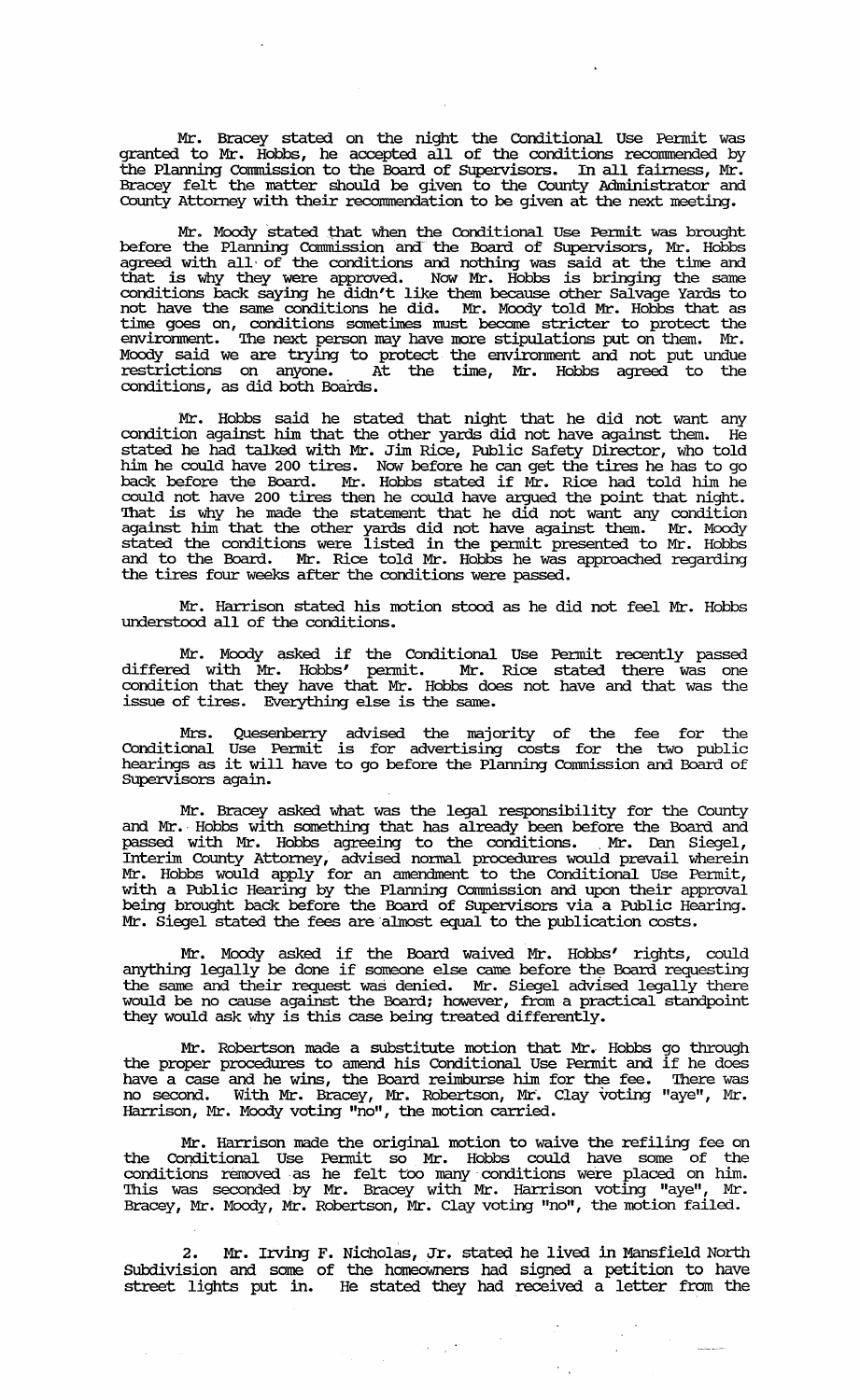Mr. Bracey stated on the night the Conditional Use Permit was granted to Mr. Hobbs, he accepted all of the conditions recommended by the Planning Commission to the Board of Supervisors. In all fairness, Mr. Bracey felt the matter should be given to the County Administrator and County Attorney with their recommendation to be given at the next meeting.

Mr. Moody stated that when the Conditional Use Permit was brought before the Planning Commission and the Board of Supervisors, Mr. Hobbs agreed with all of the conditions and nothing was said at the time and that is why they were approved. Now Mr. Hobbs is bringing the same conditions back saying he didn't like them because other Salvage Yards to not have the same conditions he did. Mr. Moody told Mr. Hobbs that as time goes on, conditions sometimes must become stricter to protect the environment. The next person may have more stipulations put on them. Mr. Moody said we are trying to protect the environment and not put undue restrictions on anyone. At the time, Mr. Hobbs agreed to the conditions, as did both Boards.

Mr. Hobbs said he stated that night that he did not want any condition against him that the other yards did not have against them. He stated he had talked with Mr. Jim Rice, Public Safety Director, who told him he could have 200 tires. Now before he can get the tires he has to go back before the Board. Mr. Hobbs stated if Mr. Rice had told him he could not have 200 tires then he could have argued the point that night. That is why he made the statement that he did not want any condition against him that the other yards did not have against them. Mr. Moody stated the conditions were listed in the permit presented to Mr. Hobbs and to the Board. Mr. Rice told Mr. Hobbs he was approached regarding the tires four weeks after the conditions were passed.

Mr. Harrison stated his motion stood as he did not feel Mr. Hobbs understood all of the conditions.

Mr. Moody asked if the Conditional Use Permit recently passed differed with Mr. Hobbs' permit. Mr. Rice stated there was one condition that they have that Mr. Hobbs does not have and that was the issue of tires. Everything else is the same.

Mrs. Quesenberry advised the majority of the fee for the Conditional Use Permit is for advertising costs for the two public hearings as it will have to go before the Planning Commission and Board of Supervisors again.

Mr. Bracey asked what was the legal responsibility for the County and Mr. Hobbs with something that has already been before the Board and passed with Mr. Hobbs agreeing to the conditions. Mr. Dan Siegel, Interim County Attorney, advised normal procedures would prevail wherein Mr. Hobbs would apply for an amendment to the Conditional Use Permit, with a Public Hearing by the Planning Commission and upon their approval being brought back before the Board of Supervisors via a Public Hearing. Mr. Siegel stated the fees are almost equal to the publication costs.

Mr. Moody asked if the Board waived Mr. Hobbs' rights, could anything legally be done if someone else came before the Board requesting the same and their request was denied. Mr. Siegel advised legally there would be no cause against the Board; however, from a practical standpoint they would ask why is this case being treated differently.

Mr. Robertson made a substitute motion that Mr. Hobbs go through the proper procedures to amend his Conditional Use Permit and if he does have a case and he wins, the Board reimburse him for the fee. There was no second. With Mr. Bracey, Mr. Robertson, Mr. Clay voting "aye", Mr. Harrison, Mr. Moody voting "no", the motion carried.

Mr. Harrison made the original motion to waive the refiling fee on the Conditional Use Permit so Mr. Hobbs could have some of the conditions removed as he felt too many conditions were placed on him. This was seconded by Mr. Bracey with Mr. Harrison voting "aye", Mr. Bracey, Mr. Moody, Mr. Robertson, Mr. Clay voting "no", the motion failed.

2. Mr. Irving F. Nicholas, Jr. stated he lived in Mansfield North Subdivision and some of the homeowners had signed a petition to have street lights put in. He stated they had received a letter from the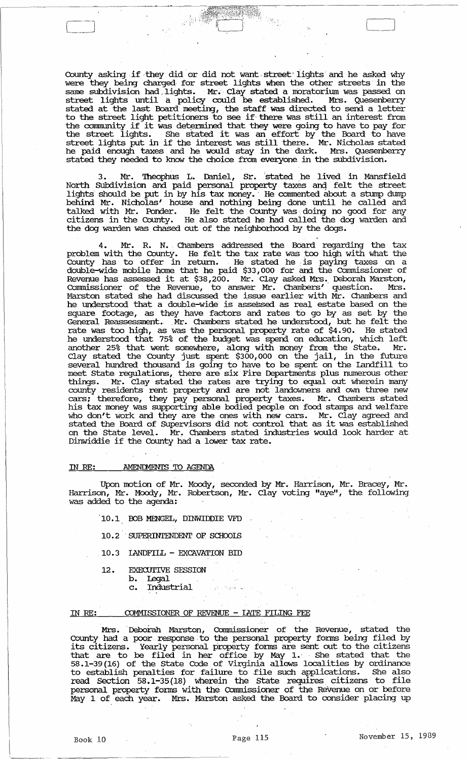County asking if they did or did not want street lights and he asked why were they being charged for street lights when the other streets in the same subdivision had lights. Mr. Clay stated a moratorium was passed on street lights until a policy could be established. Mrs. Quesenberry stated at the last Board meeting, the staff was directed to send a letter to the street light petitioners to see if there was still an interest from the community if it was determined that they were going to have to pay for the street lights. She stated it was an effort by the Board to have street lights put in if the interest was still there. Mr. Nicholas stated he paid enough taxes and he would stay in the dark. Mrs. Quesenberry stated they needed to know the choice from everyone in the subdivision.

3. Mr. Theophus L. Daniel, Sr. stated he lived in Mansfield North Subdivision and paid personal property taxes and felt the street lights should be put in by his tax money. He commented about a stump dump behind Mr. Nicholas' house and nothing being done until he called and talked with Mr. Ponder. He felt the County was doing no good for any citizens in the County. He also stated he had called the dog warden and the dog warden was chased out of the neighborhood by the dogs.

4. Mr. R. N. Chambers addressed the Board regarding the tax problem with the County. He felt the tax rate was too high with what the County has to offer in return. He stated he is paying taxes on a double-wide mobile home that he paid $33,000 for and the Commissioner of Revenue has assessed it at $38,200. Mr. Clay asked Mrs. Deborah Marston, Commissioner of the Revenue, to answer Mr. Chambers' question. Mrs. Marston stated she had discussed the issue earlier with Mr. Chambers and he understood that a double-wide is assessed as real estate based on the square footage, as they have factors and rates to go by as set by the General Reassessment. Mr. Chambers stated he understood, but he felt the rate was too high, as was the personal property rate of $4.90. He stated he understood that 75% of the budget was spend on education, which left another 25% that went somewhere, along with money from the State. Mr. Clay stated the County just spent $300,000 on the jail, in the future several hundred thousand is going to have to be spent on the Landfill to meet State regulations, there are six Fire Departments plus numerous other things. Mr. Clay stated the rates are trying to equal out wherein many county residents rent property and are not landowners and own three new cars; therefore, they pay personal property taxes. Mr. Chambers stated his tax money was supporting able bodied people on food stamps and welfare who don't work and they are the ones with new cars. Mr. Clay agreed and stated the Board of Supervisors did not control that as it was established on the State level. Mr. Chambers stated industries would look harder at Dinwiddie if the County had a lower tax rate.

IN RE: AMENDMENTS TO AGENDA

Upon motion of Mr. Moody, seconded by Mr. Harrison, Mr. Bracey, Mr. Harrison, Mr. Moody, Mr. Robertson, Mr. Clay voting "aye", the following was added to the agenda:

10.1 BOB MENGEL, DINWIDDIE VFD

10.2 SUPERINTENDENT OF SCHOOLS

10.3 LANDFILL - EXCAVATION BID

12. EXECUTIVE SESSION
    - b. Legal
    - c. Industrial

IN RE: COMMISSIONER OF REVENUE - LATE FILING FEE

Mrs. Deborah Marston, Commissioner of the Revenue, stated the County had a poor response to the personal property forms being filed by its citizens. Yearly personal property forms are sent out to the citizens that are to be filed in her office by May 1. She stated that the 58.1-39(16) of the State Code of Virginia allows localities by ordinance to establish penalties for failure to file such applications. She also read Section 58.1-35(18) wherein the State requires citizens to file personal property forms with the Commissioner of the Revenue on or before May 1 of each year. Mrs. Marston asked the Board to consider placing up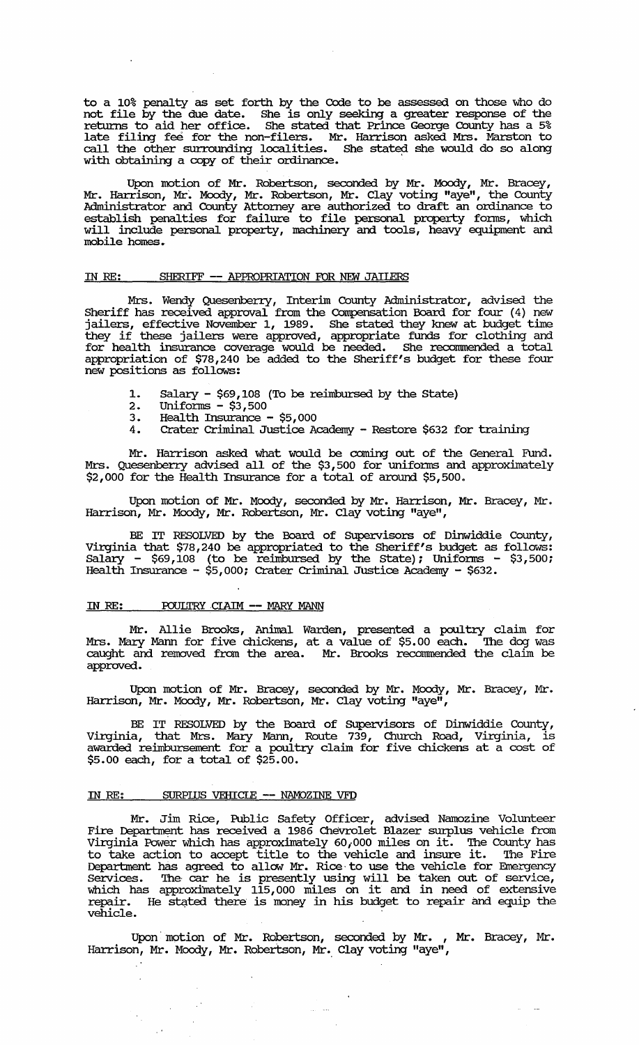to a 10% penalty as set forth by the Code to be assessed on those who do not file by the due date. She is only seeking a greater response of the returns to aid her office. She stated that Prince George County has a 5% late filing fee for the non-filers. Mr. Harrison asked Mrs. Marston to call the other surrounding localities. She stated she would do so along with obtaining a copy of their ordinance.

Upon motion of Mr. Robertson, seconded by Mr. Moody, Mr. Bracey, Mr. Harrison, Mr. Moody, Mr. Robertson, Mr. Clay voting "aye", the County Administrator and County Attorney are authorized to draft an ordinance to establish penalties for failure to file personal property forms, which will include personal property, machinery and tools, heavy equipment and mobile homes.

## IN RE: SHERIFF -- APPROPRIATION FOR NEW JAILERS

Mrs. Wendy Quesenberry, Interim County Administrator, advised the Sheriff has received approval from the Compensation Board for four (4) new jailers, effective November 1, 1989. She stated they knew at budget time they if these jailers were approved, appropriate funds for clothing and for health insurance coverage would be needed. She recommended a total appropriation of $78,240 be added to the Sheriff's budget for these four new positions as follows:

1. Salary - $69,108 (To be reimbursed by the State)
2. Uniforms - $3,500
3. Health Insurance - $5,000
4. Crater Criminal Justice Academy - Restore $632 for training

Mr. Harrison asked what would be coming out of the General Fund. Mrs. Quesenberry advised all of the $3,500 for uniforms and approximately $2,000 for the Health Insurance for a total of around $5,500.

Upon motion of Mr. Moody, seconded by Mr. Harrison, Mr. Bracey, Mr. Harrison, Mr. Moody, Mr. Robertson, Mr. Clay voting "aye",

BE IT RESOLVED by the Board of Supervisors of Dinwiddie County, Virginia that $78,240 be appropriated to the Sheriff's budget as follows: Salary - $69,108 (to be reimbursed by the State); Uniforms - $3,500; Health Insurance - $5,000; Crater Criminal Justice Academy - $632.

## IN RE: POULTRY CLAIM -- MARY MANN

Mr. Allie Brooks, Animal Warden, presented a poultry claim for Mrs. Mary Mann for five chickens, at a value of $5.00 each. The dog was caught and removed from the area. Mr. Brooks recommended the claim be approved.

Upon motion of Mr. Bracey, seconded by Mr. Moody, Mr. Bracey, Mr. Harrison, Mr. Moody, Mr. Robertson, Mr. Clay voting "aye",

BE IT RESOLVED by the Board of Supervisors of Dinwiddie County, Virginia, that Mrs. Mary Mann, Route 739, Church Road, Virginia, is awarded reimbursement for a poultry claim for five chickens at a cost of $5.00 each, for a total of $25.00.

## IN RE: SURPLUS VEHICLE -- NAMOZINE VFD

Mr. Jim Rice, Public Safety Officer, advised Namozine Volunteer Fire Department has received a 1986 Chevrolet Blazer surplus vehicle from Virginia Power which has approximately 60,000 miles on it. The County has to take action to accept title to the vehicle and insure it. The Fire Department has agreed to allow Mr. Rice to use the vehicle for Emergency Services. The car he is presently using will be taken out of service, which has approximately 115,000 miles on it and in need of extensive repair. He stated there is money in his budget to repair and equip the vehicle.

Upon motion of Mr. Robertson, seconded by Mr. , Mr. Bracey, Mr. Harrison, Mr. Moody, Mr. Robertson, Mr. Clay voting "aye",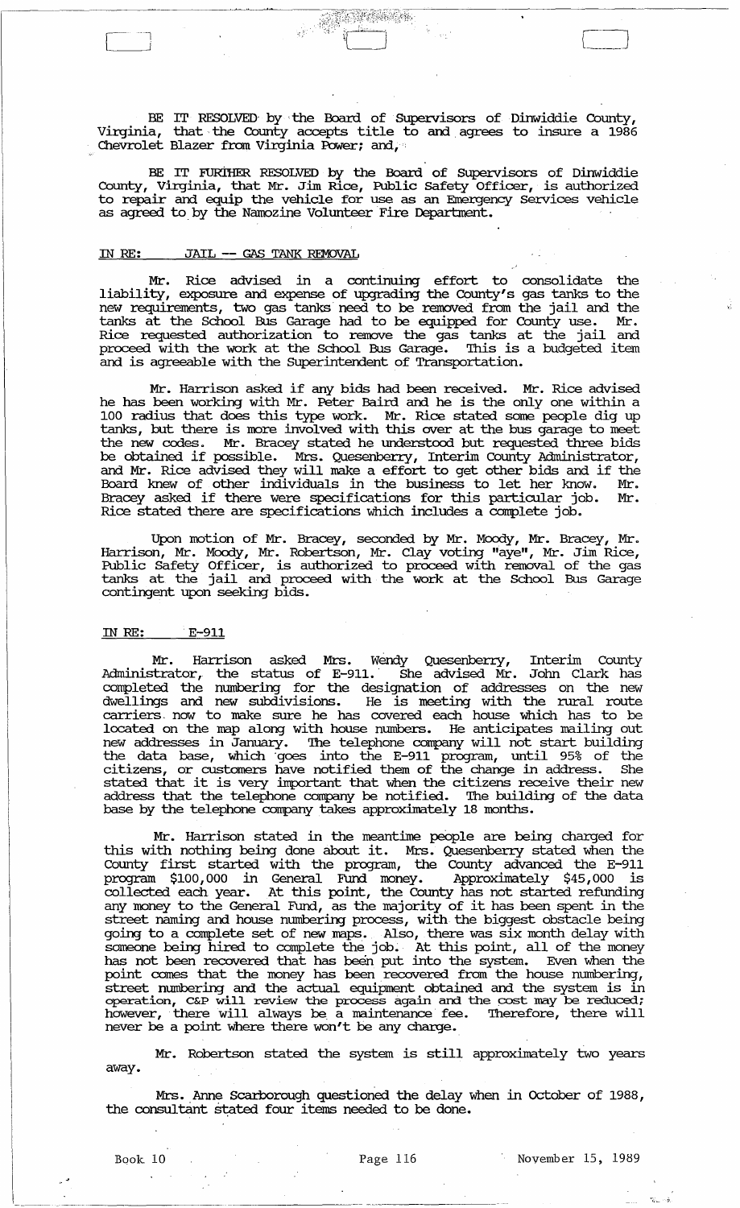BE IT RESOLVED by the Board of Supervisors of Dinwiddie County, Virginia, that the County accepts title to and agrees to insure a 1986 Chevrolet Blazer from Virginia Power; and,

BE IT FURTHER RESOLVED by the Board of Supervisors of Dinwiddie County, Virginia, that Mr. Jim Rice, Public Safety Officer, is authorized to repair and equip the vehicle for use as an Emergency Services vehicle as agreed to by the Namozine Volunteer Fire Department.

## IN RE: JAIL -- GAS TANK REMOVAL

Mr. Rice advised in a continuing effort to consolidate the liability, exposure and expense of upgrading the County's gas tanks to the new requirements, two gas tanks need to be removed from the jail and the tanks at the School Bus Garage had to be equipped for County use. Mr. Rice requested authorization to remove the gas tanks at the jail and proceed with the work at the School Bus Garage. This is a budgeted item and is agreeable with the Superintendent of Transportation.

Mr. Harrison asked if any bids had been received. Mr. Rice advised he has been working with Mr. Peter Baird and he is the only one within a 100 radius that does this type work. Mr. Rice stated some people dig up tanks, but there is more involved with this over at the bus garage to meet the new codes. Mr. Bracey stated he understood but requested three bids be obtained if possible. Mrs. Quesenberry, Interim County Administrator, and Mr. Rice advised they will make a effort to get other bids and if the Board knew of other individuals in the business to let her know. Mr. Bracey asked if there were specifications for this particular job. Mr. Rice stated there are specifications which includes a complete job.

Upon motion of Mr. Bracey, seconded by Mr. Moody, Mr. Bracey, Mr. Harrison, Mr. Moody, Mr. Robertson, Mr. Clay voting "aye", Mr. Jim Rice, Public Safety Officer, is authorized to proceed with removal of the gas tanks at the jail and proceed with the work at the School Bus Garage contingent upon seeking bids.

## IN RE: E-911

Mr. Harrison asked Mrs. Wendy Quesenberry, Interim County Administrator, the status of E-911. She advised Mr. John Clark has completed the numbering for the designation of addresses on the new dwellings and new subdivisions. He is meeting with the rural route carriers now to make sure he has covered each house which has to be located on the map along with house numbers. He anticipates mailing out new addresses in January. The telephone company will not start building the data base, which goes into the E-911 program, until 95% of the citizens, or customers have notified them of the change in address. She stated that it is very important that when the citizens receive their new address that the telephone company be notified. The building of the data base by the telephone company takes approximately 18 months.

Mr. Harrison stated in the meantime people are being charged for this with nothing being done about it. Mrs. Quesenberry stated when the County first started with the program, the County advanced the E-911 program $100,000 in General Fund money. Approximately $45,000 is collected each year. At this point, the County has not started refunding any money to the General Fund, as the majority of it has been spent in the street naming and house numbering process, with the biggest obstacle being going to a complete set of new maps. Also, there was six month delay with someone being hired to complete the job. At this point, all of the money has not been recovered that has been put into the system. Even when the point comes that the money has been recovered from the house numbering, street numbering and the actual equipment obtained and the system is in operation, C&P will review the process again and the cost may be reduced; however, there will always be a maintenance fee. Therefore, there will never be a point where there won't be any charge.

Mr. Robertson stated the system is still approximately two years away.

Mrs. Anne Scarborough questioned the delay when in October of 1988, the consultant stated four items needed to be done.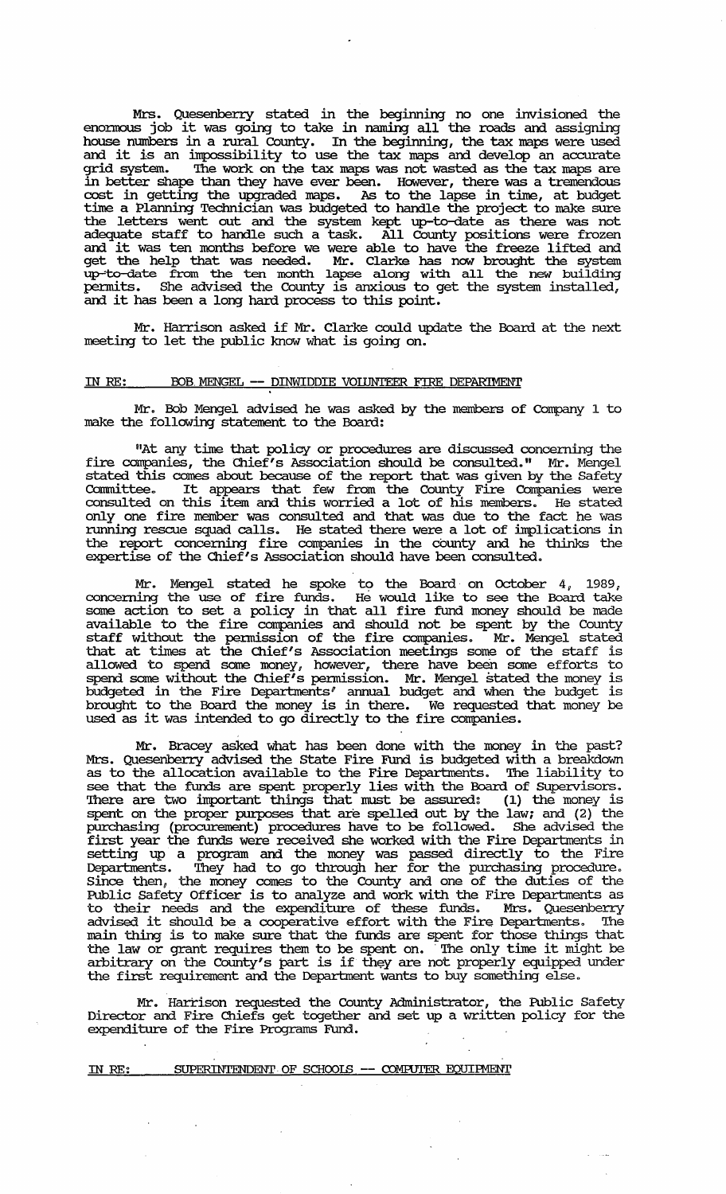Mrs. Quesenberry stated in the beginning no one invisioned the enormous job it was going to take in naming all the roads and assigning house numbers in a rural County. In the beginning, the tax maps were used and it is an impossibility to use the tax maps and develop an accurate grid system. The work on the tax maps was not wasted as the tax maps are in better shape than they have ever been. However, there was a tremendous cost in getting the upgraded maps. As to the lapse in time, at budget time a Planning Technician was budgeted to handle the project to make sure the letters went out and the system kept up-to-date as there was not adequate staff to handle such a task. All County positions were frozen and it was ten months before we were able to have the freeze lifted and get the help that was needed. Mr. Clarke has now brought the system up-to-date from the ten month lapse along with all the new building permits. She advised the County is anxious to get the system installed, and it has been a long hard process to this point.

Mr. Harrison asked if Mr. Clarke could update the Board at the next meeting to let the public know what is going on.

IN RE: BOB MENGEL -- DINWIDDIE VOLUNTEER FIRE DEPARTMENT

Mr. Bob Mengel advised he was asked by the members of Company 1 to make the following statement to the Board:

"At any time that policy or procedures are discussed concerning the fire companies, the Chief's Association should be consulted." Mr. Mengel stated this comes about because of the report that was given by the Safety Committee. It appears that few from the County Fire Companies were consulted on this item and this worried a lot of his members. He stated only one fire member was consulted and that was due to the fact he was running rescue squad calls. He stated there were a lot of implications in the report concerning fire companies in the county and he thinks the expertise of the Chief's Association should have been consulted.

Mr. Mengel stated he spoke to the Board on October 4, 1989, concerning the use of fire funds. He would like to see the Board take some action to set a policy in that all fire fund money should be made available to the fire companies and should not be spent by the County staff without the permission of the fire companies. Mr. Mengel stated that at times at the Chief's Association meetings some of the staff is allowed to spend some money, however, there have been some efforts to spend some without the Chief's permission. Mr. Mengel stated the money is budgeted in the Fire Departments' annual budget and when the budget is brought to the Board the money is in there. We requested that money be used as it was intended to go directly to the fire companies.

Mr. Bracey asked what has been done with the money in the past? Mrs. Quesenberry advised the State Fire Fund is budgeted with a breakdown as to the allocation available to the Fire Departments. The liability to see that the funds are spent properly lies with the Board of Supervisors. There are two important things that must be assured: (1) the money is spent on the proper purposes that are spelled out by the law; and (2) the purchasing (procurement) procedures have to be followed. She advised the first year the funds were received she worked with the Fire Departments in setting up a program and the money was passed directly to the Fire Departments. They had to go through her for the purchasing procedure. Since then, the money comes to the County and one of the duties of the Public Safety Officer is to analyze and work with the Fire Departments as to their needs and the expenditure of these funds. Mrs. Quesenberry advised it should be a cooperative effort with the Fire Departments. The main thing is to make sure that the funds are spent for those things that the law or grant requires them to be spent on. The only time it might be arbitrary on the County's part is if they are not properly equipped under the first requirement and the Department wants to buy something else.

Mr. Harrison requested the County Administrator, the Public Safety Director and Fire Chiefs get together and set up a written policy for the expenditure of the Fire Programs Fund.

IN RE: SUPERINTENDENT OF SCHOOLS -- COMPUTER EQUIPMENT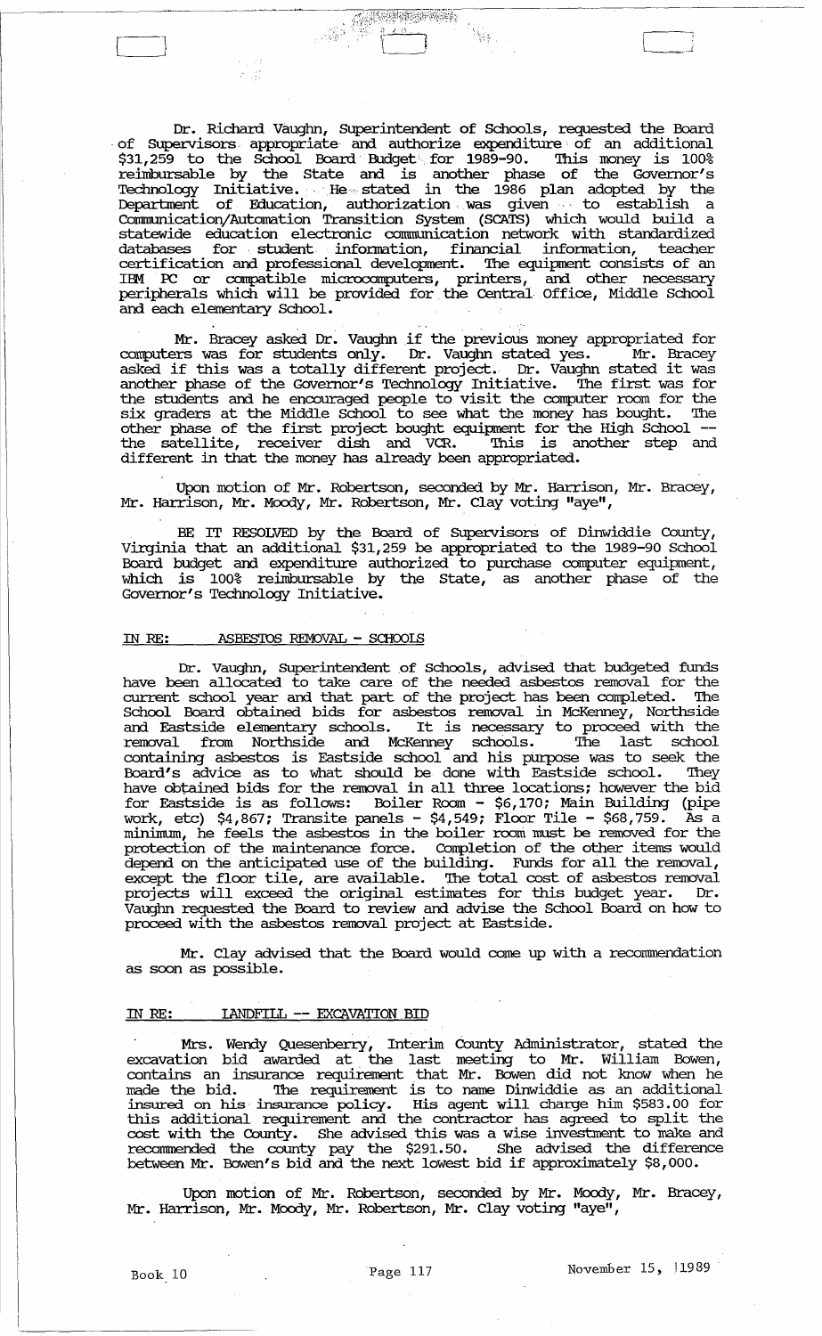Dr. Richard Vaughn, Superintendent of Schools, requested the Board of Supervisors appropriate and authorize expenditure of an additional $31,259 to the School Board Budget for 1989-90. This money is 100% reimbursable by the State and is another phase of the Governor's Technology Initiative. He stated in the 1986 plan adopted by the Department of Education, authorization was given to establish a Communication/Automation Transition System (SCATS) which would build a statewide education electronic communication network with standardized databases for student information, financial information, teacher certification and professional development. The equipment consists of an IBM PC or compatible microcomputers, printers, and other necessary peripherals which will be provided for the Central Office, Middle School and each elementary School.

Mr. Bracey asked Dr. Vaughn if the previous money appropriated for computers was for students only. Dr. Vaughn stated yes. Mr. Bracey asked if this was a totally different project. Dr. Vaughn stated it was another phase of the Governor's Technology Initiative. The first was for the students and he encouraged people to visit the computer room for the six graders at the Middle School to see what the money has bought. The other phase of the first project bought equipment for the High School -- the satellite, receiver dish and VCR. This is another step and different in that the money has already been appropriated.

Upon motion of Mr. Robertson, seconded by Mr. Harrison, Mr. Bracey, Mr. Harrison, Mr. Moody, Mr. Robertson, Mr. Clay voting "aye",

BE IT RESOLVED by the Board of Supervisors of Dinwiddie County, Virginia that an additional $31,259 be appropriated to the 1989-90 School Board budget and expenditure authorized to purchase computer equipment, which is 100% reimbursable by the State, as another phase of the Governor's Technology Initiative.

IN RE: ASBESTOS REMOVAL - SCHOOLS

Dr. Vaughn, Superintendent of Schools, advised that budgeted funds have been allocated to take care of the needed asbestos removal for the current school year and that part of the project has been completed. The School Board obtained bids for asbestos removal in McKenney, Northside and Eastside elementary schools. It is necessary to proceed with the removal from Northside and McKenney schools. The last school containing asbestos is Eastside school and his purpose was to seek the Board's advice as to what should be done with Eastside school. They have obtained bids for the removal in all three locations; however the bid for Eastside is as follows: Boiler Room - $6,170; Main Building (pipe work, etc) $4,867; Transite panels - $4,549; Floor Tile - $68,759. As a minimum, he feels the asbestos in the boiler room must be removed for the protection of the maintenance force. Completion of the other items would depend on the anticipated use of the building. Funds for all the removal, except the floor tile, are available. The total cost of asbestos removal projects will exceed the original estimates for this budget year. Dr. Vaughn requested the Board to review and advise the School Board on how to proceed with the asbestos removal project at Eastside.

Mr. Clay advised that the Board would come up with a recommendation as soon as possible.

IN RE: LANDFILL -- EXCAVATION BID

Mrs. Wendy Quesenberry, Interim County Administrator, stated the excavation bid awarded at the last meeting to Mr. William Bowen, contains an insurance requirement that Mr. Bowen did not know when he made the bid. The requirement is to name Dinwiddie as an additional insured on his insurance policy. His agent will charge him $583.00 for this additional requirement and the contractor has agreed to split the cost with the County. She advised this was a wise investment to make and recommended the county pay the $291.50. She advised the difference between Mr. Bowen's bid and the next lowest bid if approximately $8,000.

Upon motion of Mr. Robertson, seconded by Mr. Moody, Mr. Bracey, Mr. Harrison, Mr. Moody, Mr. Robertson, Mr. Clay voting "aye",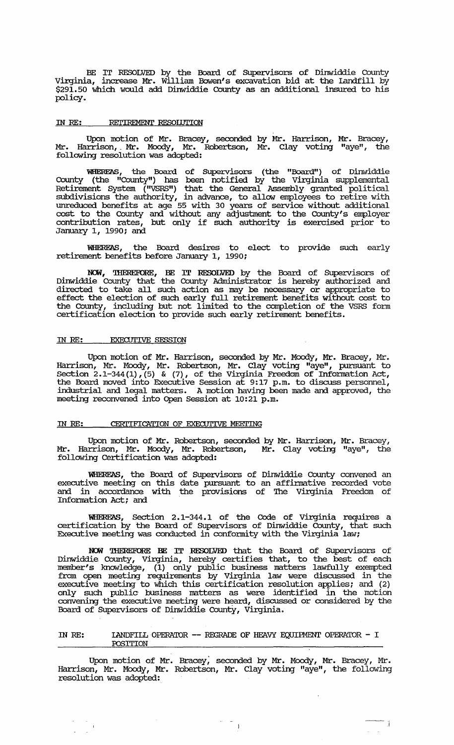BE IT RESOLVED by the Board of Supervisors of Dinwiddie County Virginia, increase Mr. William Bowen's excavation bid at the Landfill by $291.50 which would add Dinwiddie County as an additional insured to his policy.

IN RE: RETIREMENT RESOLUTION

Upon motion of Mr. Bracey, seconded by Mr. Harrison, Mr. Bracey, Mr. Harrison, Mr. Moody, Mr. Robertson, Mr. Clay voting "aye", the following resolution was adopted:

**WHEREAS**, the Board of Supervisors (the "Board") of Dinwiddie County (the "County") has been notified by the Virginia supplemental Retirement System ("VSRS") that the General Assembly granted political subdivisions the authority, in advance, to allow employees to retire with unreduced benefits at age 55 with 30 years of service without additional cost to the County and without any adjustment to the County's employer contribution rates, but only if such authority is exercised prior to January 1, 1990; and

**WHEREAS**, the Board desires to elect to provide such early retirement benefits before January 1, 1990;

**NOW, THEREFORE, BE IT RESOLVED** by the Board of Supervisors of Dinwiddie County that the County Administrator is hereby authorized and directed to take all such action as may be necessary or appropriate to effect the election of such early full retirement benefits without cost to the County, including but not limited to the completion of the VSRS form certification election to provide such early retirement benefits.

IN RE: EXECUTIVE SESSION

Upon motion of Mr. Harrison, seconded by Mr. Moody, Mr. Bracey, Mr. Harrison, Mr. Moody, Mr. Robertson, Mr. Clay voting "aye", pursuant to Section 2.1-344(1),(5) & (7), of the Virginia Freedom of Information Act, the Board moved into Executive Session at 9:17 p.m. to discuss personnel, industrial and legal matters. A motion having been made and approved, the meeting reconvened into Open Session at 10:21 p.m.

IN RE: CERTIFICATION OF EXECUTIVE MEETING

Upon motion of Mr. Robertson, seconded by Mr. Harrison, Mr. Bracey, Mr. Harrison, Mr. Moody, Mr. Robertson, Mr. Clay voting "aye", the following Certification was adopted:

**WHEREAS**, the Board of Supervisors of Dinwiddie County convened an executive meeting on this date pursuant to an affirmative recorded vote and in accordance with the provisions of The Virginia Freedom of Information Act; and

**WHEREAS**, Section 2.1-344.1 of the Code of Virginia requires a certification by the Board of Supervisors of Dinwiddie County, that such Executive meeting was conducted in conformity with the Virginia law;

**NOW THEREFORE BE IT RESOLVED** that the Board of Supervisors of Dinwiddie County, Virginia, hereby certifies that, to the best of each member's knowledge, (1) only public business matters lawfully exempted from open meeting requirements by Virginia law were discussed in the executive meeting to which this certification resolution applies; and (2) only such public business matters as were identified in the motion convening the executive meeting were heard, discussed or considered by the Board of Supervisors of Dinwiddie County, Virginia.

IN RE: LANDFILL OPERATOR -- REGRADE OF HEAVY EQUIPMENT OPERATOR - I POSITION

Upon motion of Mr. Bracey, seconded by Mr. Moody, Mr. Bracey, Mr. Harrison, Mr. Moody, Mr. Robertson, Mr. Clay voting "aye", the following resolution was adopted: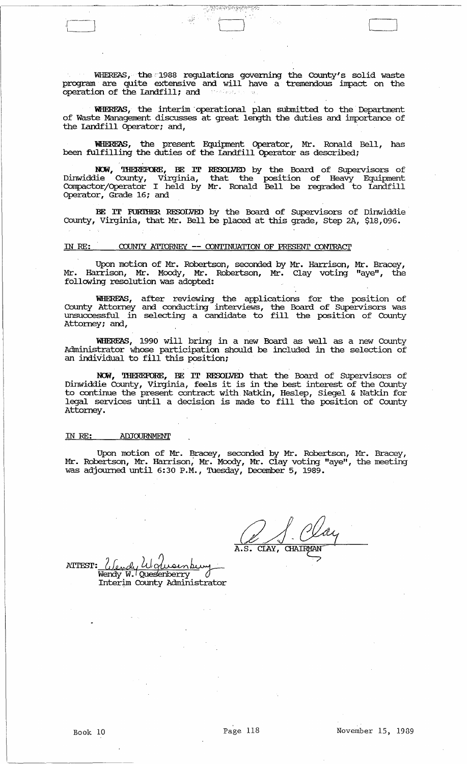WHEREAS, the 1988 regulations governing the County's solid waste program are quite extensive and will have a tremendous impact on the operation of the Landfill; and

**WHEREAS**, the interim operational plan submitted to the Department of Waste Management discusses at great length the duties and importance of the Landfill Operator; and,

**WHEREAS**, the present Equipment Operator, Mr. Ronald Bell, has been fulfilling the duties of the Landfill Operator as described;

**NOW, THEREFORE, BE IT RESOLVED** by the Board of Supervisors of Dinwiddie County, Virginia, that the position of Heavy Equipment Compactor/Operator I held by Mr. Ronald Bell be regraded to Landfill Operator, Grade 16; and

**BE IT FURTHER RESOLVED** by the Board of Supervisors of Dinwiddie County, Virginia, that Mr. Bell be placed at this grade, Step 2A, $18,096.

IN RE: COUNTY ATTORNEY -- CONTINUATION OF PRESENT CONTRACT

Upon motion of Mr. Robertson, seconded by Mr. Harrison, Mr. Bracey, Mr. Harrison, Mr. Moody, Mr. Robertson, Mr. Clay voting "aye", the following resolution was adopted:

**WHEREAS**, after reviewing the applications for the position of County Attorney and conducting interviews, the Board of Supervisors was unsuccessful in selecting a candidate to fill the position of County Attorney; and,

**WHEREAS**, 1990 will bring in a new Board as well as a new County Administrator whose participation should be included in the selection of an individual to fill this position;

**NOW, THEREFORE, BE IT RESOLVED** that the Board of Supervisors of Dinwiddie County, Virginia, feels it is in the best interest of the County to continue the present contract with Natkin, Heslep, Siegel & Natkin for legal services until a decision is made to fill the position of County Attorney.

IN RE: ADJOURNMENT

Upon motion of Mr. Bracey, seconded by Mr. Robertson, Mr. Bracey, Mr. Robertson, Mr. Harrison, Mr. Moody, Mr. Clay voting "aye", the meeting was adjourned until 6:30 P.M., Tuesday, December 5, 1989.

A.S. CLAY, CHAIRMAN

ATTEST: Wendy W. Quesenberry
Interim County Administrator

Book 10 Page 118 November 15, 1989